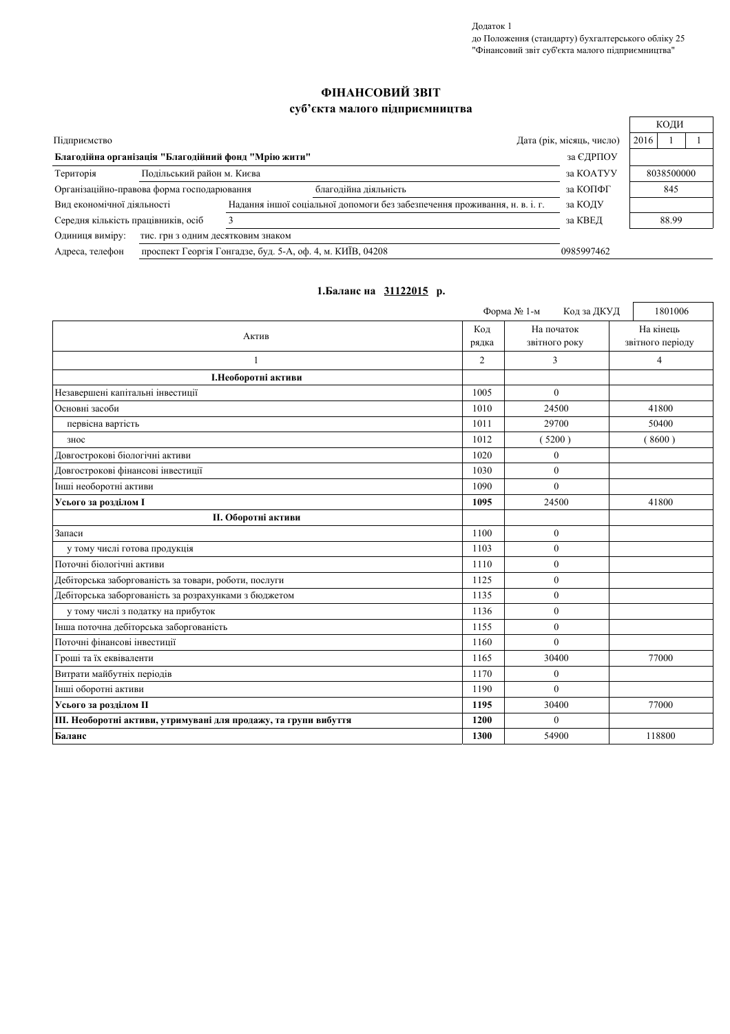Додаток 1
до Положення (стандарту) бухгалтерського обліку 25
"Фінансовий звіт суб'єкта малого підприємництва"

# ФІНАНСОВИЙ ЗВІТ
## суб'єкта малого підприємництва

| | | | КОДИ |
|---|---|---|---|
| Підприємство | | Дата (рік, місяць, число) | 2016 1 1 |
| **Благодійна організація "Благодійний фонд "Мрію жити"** | | за ЄДРПОУ | |
| Територія | Подільський район м. Києва | за КОАТУУ | 8038500000 |
| Організаційно-правова форма господарювання | благодійна діяльність | за КОПФГ | 845 |
| Вид економічної діяльності | Надання іншої соціальної допомоги без забезпечення проживання, н. в. і. г. | за КОДУ | |
| Середня кількість працівників, осіб | 3 | за КВЕД | 88.99 |
| Одиниця виміру: | тис. грн з одним десятковим знаком | | |
| Адреса, телефон | проспект Георгія Гонгадзе, буд. 5-А, оф. 4, м. КИЇВ, 04208 | 0985997462 | |

### 1.Баланс на 31122015 р.

Форма № 1-м Код за ДКУД 1801006

| Актив | Код рядка | На початок звітного року | На кінець звітного періоду |
|---|---|---|---|
| 1 | 2 | 3 | 4 |
| **I.Необоротні активи** | | | |
| Незавершені капітальні інвестиції | 1005 | 0 | |
| Основні засоби | 1010 | 24500 | 41800 |
| первісна вартість | 1011 | 29700 | 50400 |
| знос | 1012 | ( 5200 ) | ( 8600 ) |
| Довгострокові біологічні активи | 1020 | 0 | |
| Довгострокові фінансові інвестиції | 1030 | 0 | |
| Інші необоротні активи | 1090 | 0 | |
| **Усього за розділом I** | **1095** | 24500 | 41800 |
| **II. Оборотні активи** | | | |
| Запаси | 1100 | 0 | |
| у тому числі готова продукція | 1103 | 0 | |
| Поточні біологічні активи | 1110 | 0 | |
| Дебіторська заборгованість за товари, роботи, послуги | 1125 | 0 | |
| Дебіторська заборгованість за розрахунками з бюджетом | 1135 | 0 | |
| у тому числі з податку на прибуток | 1136 | 0 | |
| Інша поточна дебіторська заборгованість | 1155 | 0 | |
| Поточні фінансові інвестиції | 1160 | 0 | |
| Гроші та їх еквіваленти | 1165 | 30400 | 77000 |
| Витрати майбутніх періодів | 1170 | 0 | |
| Інші оборотні активи | 1190 | 0 | |
| **Усього за розділом II** | **1195** | 30400 | 77000 |
| **III. Необоротні активи, утримувані для продажу, та групи вибуття** | **1200** | 0 | |
| **Баланс** | **1300** | 54900 | 118800 |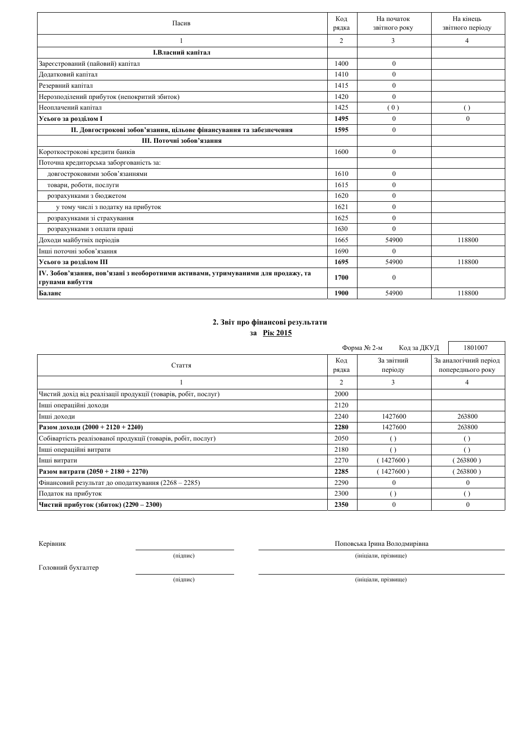| Пасив | Код рядка | На початок звітного року | На кінець звітного періоду |
|---|---|---|---|
| 1 | 2 | 3 | 4 |
| **І.Власний капітал** | | | |
| Зареєстрований (пайовий) капітал | 1400 | 0 | |
| Додатковий капітал | 1410 | 0 | |
| Резервний капітал | 1415 | 0 | |
| Нерозподілений прибуток (непокритий збиток) | 1420 | 0 | |
| Неоплачений капітал | 1425 | ( 0 ) | ( ) |
| **Усього за розділом І** | **1495** | 0 | 0 |
| **ІІ. Довгострокові зобов'язання, цільове фінансування та забезпечення** | **1595** | 0 | |
| **ІІІ. Поточні зобов'язання** | | | |
| Короткострокові кредити банків | 1600 | 0 | |
| Поточна кредиторська заборгованість за: | | | |
| довгостроковими зобов'язаннями | 1610 | 0 | |
| товари, роботи, послуги | 1615 | 0 | |
| розрахунками з бюджетом | 1620 | 0 | |
| у тому числі з податку на прибуток | 1621 | 0 | |
| розрахунками зі страхування | 1625 | 0 | |
| розрахунками з оплати праці | 1630 | 0 | |
| Доходи майбутніх періодів | 1665 | 54900 | 118800 |
| Інші поточні зобов'язання | 1690 | 0 | |
| **Усього за розділом ІІІ** | **1695** | 54900 | 118800 |
| **IV. Зобов'язання, пов'язані з необоротними активами, утримуваними для продажу, та групами вибуття** | **1700** | 0 | |
| **Баланс** | **1900** | 54900 | 118800 |

## 2. Звіт про фінансові результати
## за Рік 2015

Форма № 2-м Код за ДКУД 1801007

| Стаття | Код рядка | За звітний період | За аналогічний період попереднього року |
|---|---|---|---|
| 1 | 2 | 3 | 4 |
| Чистий дохід від реалізації продукції (товарів, робіт, послуг) | 2000 | | |
| Інші операційні доходи | 2120 | | |
| Інші доходи | 2240 | 1427600 | 263800 |
| **Разом доходи (2000 + 2120 + 2240)** | **2280** | 1427600 | 263800 |
| Собівартість реалізованої продукції (товарів, робіт, послуг) | 2050 | ( ) | ( ) |
| Інші операційні витрати | 2180 | ( ) | ( ) |
| Інші витрати | 2270 | ( 1427600 ) | ( 263800 ) |
| **Разом витрати (2050 + 2180 + 2270)** | **2285** | ( 1427600 ) | ( 263800 ) |
| Фінансовий результат до оподаткування (2268 – 2285) | 2290 | 0 | 0 |
| Податок на прибуток | 2300 | ( ) | ( ) |
| **Чистий прибуток (збиток) (2290 – 2300)** | **2350** | 0 | 0 |

Керівник _______________ (підпис) Поповська Ірина Володмирівна (ініціали, прізвище)

Головний бухгалтер _______________ (підпис) _______________ (ініціали, прізвище)